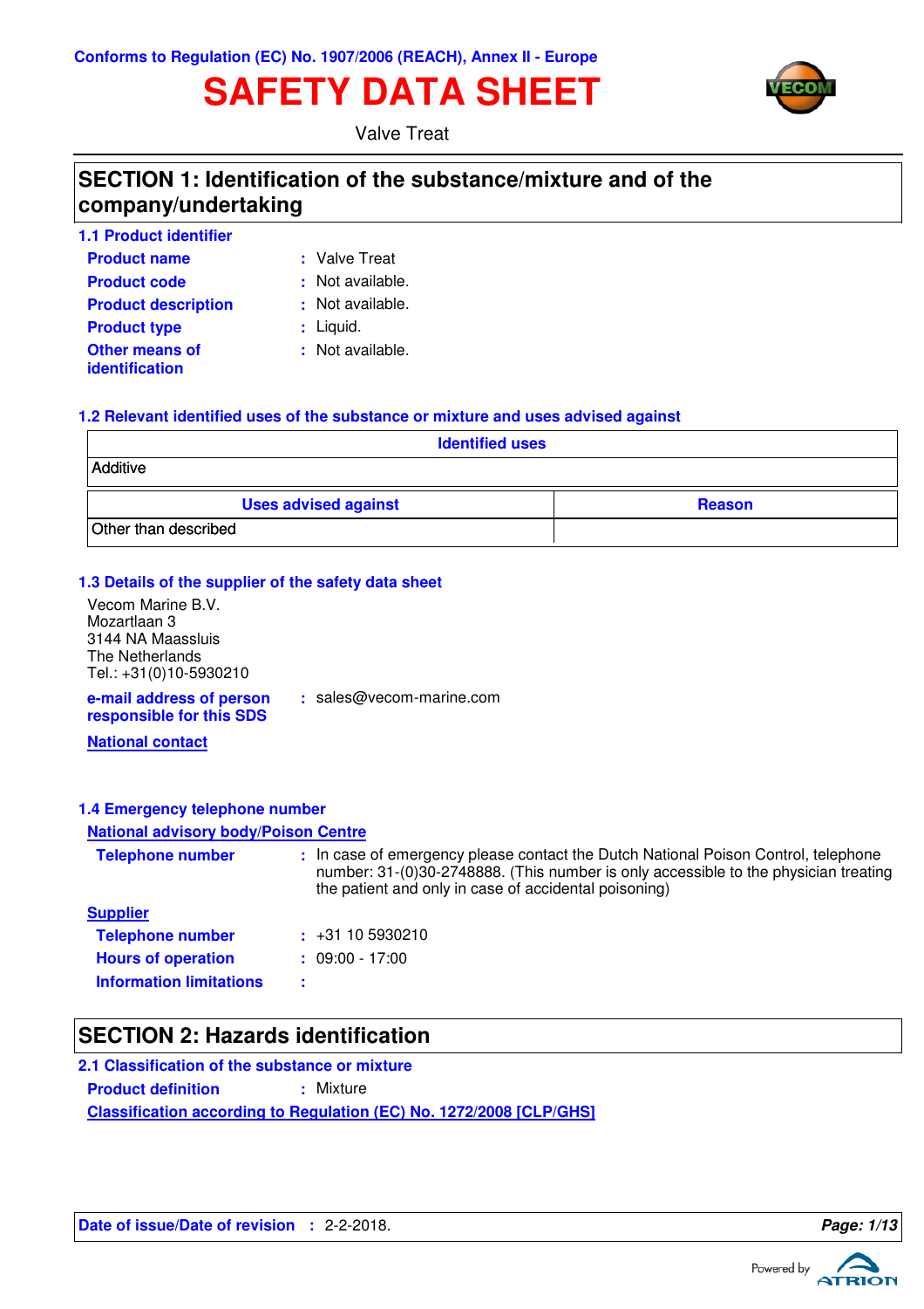Conforms to Regulation (EC) No. 1907/2006 (REACH), Annex II - Europe

# SAFETY DATA SHEET

Valve Treat

## SECTION 1: Identification of the substance/mixture and of the company/undertaking

### 1.1 Product identifier

**Product name** : Valve Treat

**Product code** : Not available.

**Product description** : Not available.

**Product type** : Liquid.

**Other means of identification** : Not available.

### 1.2 Relevant identified uses of the substance or mixture and uses advised against

| Identified uses |
|---|
| Additive |

| Uses advised against | Reason |
|---|---|
| Other than described | |

### 1.3 Details of the supplier of the safety data sheet

Vecom Marine B.V.
Mozartlaan 3
3144 NA Maassluis
The Netherlands
Tel.: +31(0)10-5930210

**e-mail address of person responsible for this SDS** : sales@vecom-marine.com

**National contact**

### 1.4 Emergency telephone number

**National advisory body/Poison Centre**

**Telephone number** : In case of emergency please contact the Dutch National Poison Control, telephone number: 31-(0)30-2748888. (This number is only accessible to the physician treating the patient and only in case of accidental poisoning)

**Supplier**

**Telephone number** : +31 10 5930210

**Hours of operation** : 09:00 - 17:00

**Information limitations** :

## SECTION 2: Hazards identification

### 2.1 Classification of the substance or mixture

**Product definition** : Mixture

**Classification according to Regulation (EC) No. 1272/2008 [CLP/GHS]**

**Date of issue/Date of revision** : 2-2-2018.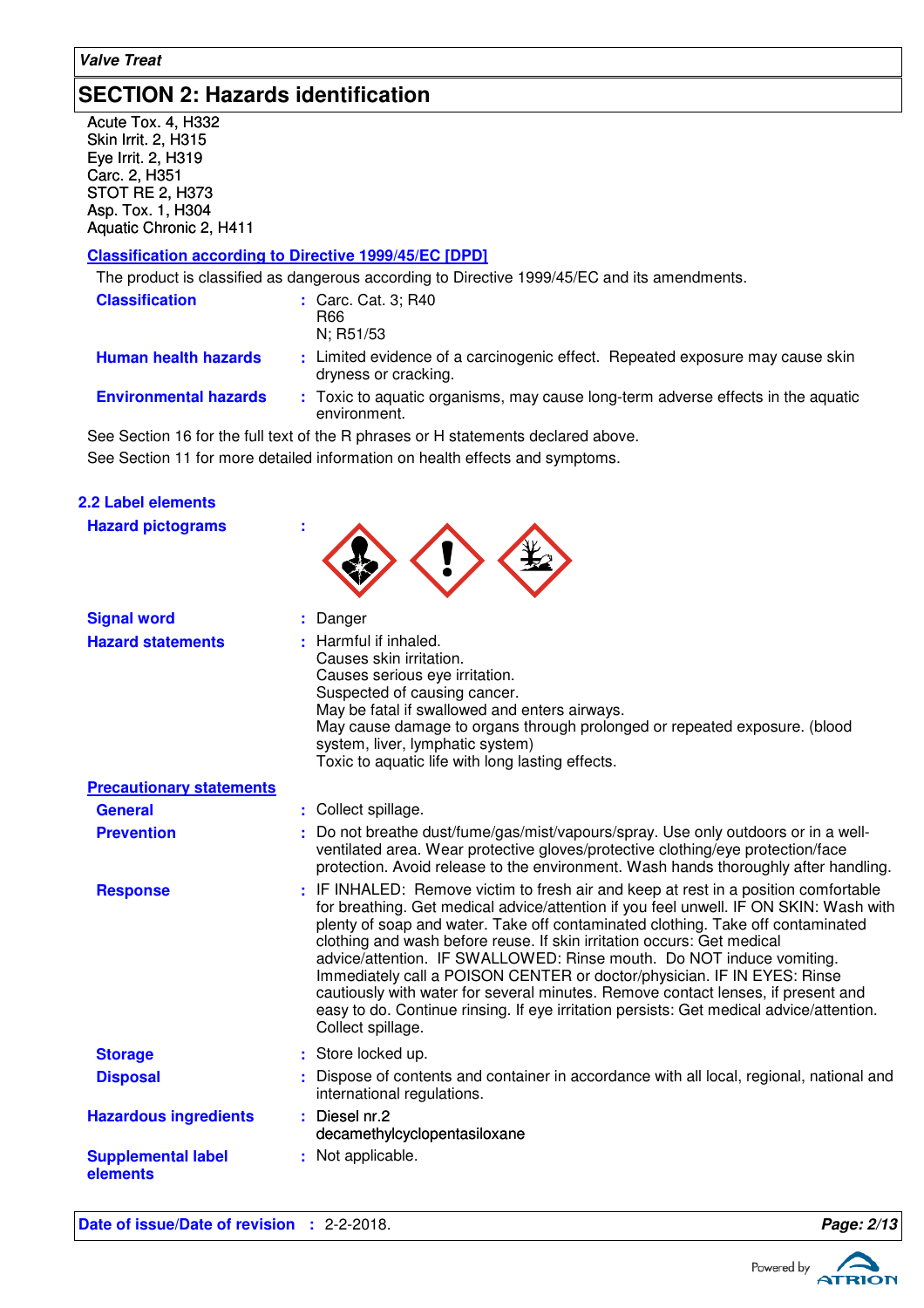## SECTION 2: Hazards identification

Acute Tox. 4, H332
Skin Irrit. 2, H315
Eye Irrit. 2, H319
Carc. 2, H351
STOT RE 2, H373
Asp. Tox. 1, H304
Aquatic Chronic 2, H411

### Classification according to Directive 1999/45/EC [DPD]

The product is classified as dangerous according to Directive 1999/45/EC and its amendments.

**Classification** : Carc. Cat. 3; R40
R66
N; R51/53

**Human health hazards** : Limited evidence of a carcinogenic effect. Repeated exposure may cause skin dryness or cracking.

**Environmental hazards** : Toxic to aquatic organisms, may cause long-term adverse effects in the aquatic environment.

See Section 16 for the full text of the R phrases or H statements declared above.

See Section 11 for more detailed information on health effects and symptoms.

### 2.2 Label elements

**Hazard pictograms** :

**Signal word** : Danger

**Hazard statements** : Harmful if inhaled.
Causes skin irritation.
Causes serious eye irritation.
Suspected of causing cancer.
May be fatal if swallowed and enters airways.
May cause damage to organs through prolonged or repeated exposure. (blood system, liver, lymphatic system)
Toxic to aquatic life with long lasting effects.

**Precautionary statements**

**General** : Collect spillage.

**Prevention** : Do not breathe dust/fume/gas/mist/vapours/spray. Use only outdoors or in a well-ventilated area. Wear protective gloves/protective clothing/eye protection/face protection. Avoid release to the environment. Wash hands thoroughly after handling.

**Response** : IF INHALED: Remove victim to fresh air and keep at rest in a position comfortable for breathing. Get medical advice/attention if you feel unwell. IF ON SKIN: Wash with plenty of soap and water. Take off contaminated clothing. Take off contaminated clothing and wash before reuse. If skin irritation occurs: Get medical advice/attention. IF SWALLOWED: Rinse mouth. Do NOT induce vomiting. Immediately call a POISON CENTER or doctor/physician. IF IN EYES: Rinse cautiously with water for several minutes. Remove contact lenses, if present and easy to do. Continue rinsing. If eye irritation persists: Get medical advice/attention. Collect spillage.

**Storage** : Store locked up.

**Disposal** : Dispose of contents and container in accordance with all local, regional, national and international regulations.

**Hazardous ingredients** : Diesel nr.2
decamethylcyclopentasiloxane

**Supplemental label elements** : Not applicable.

**Date of issue/Date of revision** : 2-2-2018.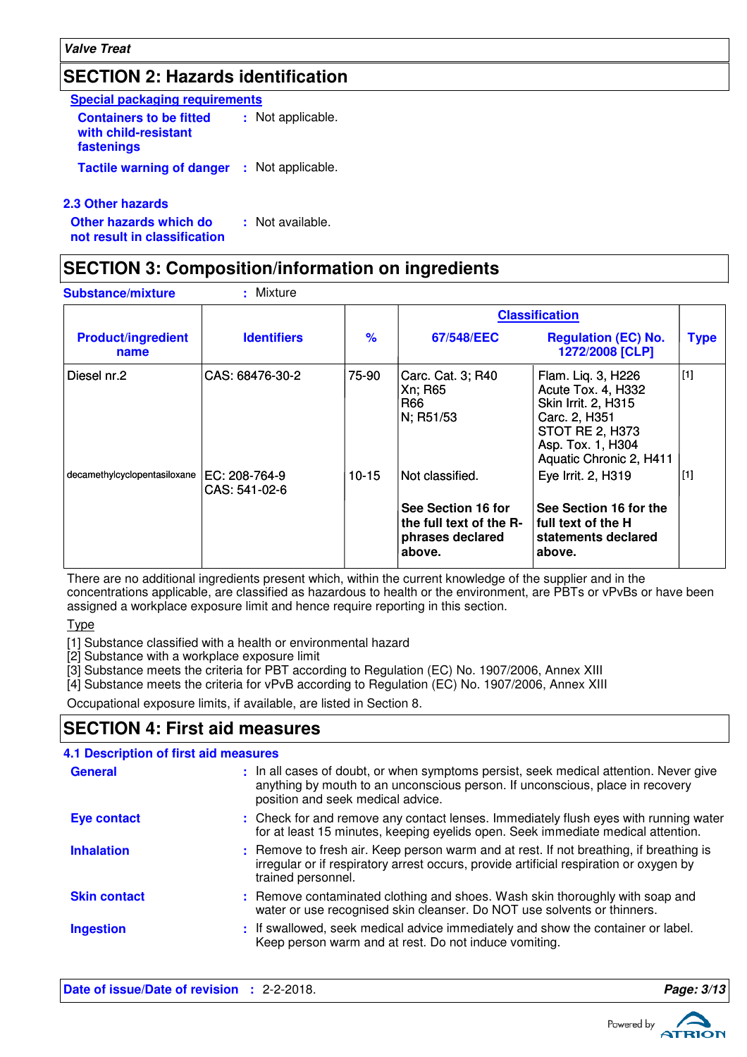## SECTION 2: Hazards identification

**Special packaging requirements**

**Containers to be fitted with child-resistant fastenings** : Not applicable.

**Tactile warning of danger** : Not applicable.

### 2.3 Other hazards

**Other hazards which do not result in classification** : Not available.

## SECTION 3: Composition/information on ingredients

**Substance/mixture** : Mixture

| Product/ingredient name | Identifiers | % | Classification 67/548/EEC | Classification Regulation (EC) No. 1272/2008 [CLP] | Type |
|---|---|---|---|---|---|
| Diesel nr.2 | CAS: 68476-30-2 | 75-90 | Carc. Cat. 3; R40<br>Xn; R65<br>R66<br>N; R51/53 | Flam. Liq. 3, H226<br>Acute Tox. 4, H332<br>Skin Irrit. 2, H315<br>Carc. 2, H351<br>STOT RE 2, H373<br>Asp. Tox. 1, H304<br>Aquatic Chronic 2, H411 | [1] |
| decamethylcyclopentasiloxane | EC: 208-764-9<br>CAS: 541-02-6 | 10-15 | Not classified. | Eye Irrit. 2, H319 | [1] |
| | | | **See Section 16 for the full text of the R-phrases declared above.** | **See Section 16 for the full text of the H statements declared above.** | |

There are no additional ingredients present which, within the current knowledge of the supplier and in the concentrations applicable, are classified as hazardous to health or the environment, are PBTs or vPvBs or have been assigned a workplace exposure limit and hence require reporting in this section.

Type

[1] Substance classified with a health or environmental hazard
[2] Substance with a workplace exposure limit
[3] Substance meets the criteria for PBT according to Regulation (EC) No. 1907/2006, Annex XIII
[4] Substance meets the criteria for vPvB according to Regulation (EC) No. 1907/2006, Annex XIII

Occupational exposure limits, if available, are listed in Section 8.

## SECTION 4: First aid measures

### 4.1 Description of first aid measures

**General** : In all cases of doubt, or when symptoms persist, seek medical attention. Never give anything by mouth to an unconscious person. If unconscious, place in recovery position and seek medical advice.

**Eye contact** : Check for and remove any contact lenses. Immediately flush eyes with running water for at least 15 minutes, keeping eyelids open. Seek immediate medical attention.

**Inhalation** : Remove to fresh air. Keep person warm and at rest. If not breathing, if breathing is irregular or if respiratory arrest occurs, provide artificial respiration or oxygen by trained personnel.

**Skin contact** : Remove contaminated clothing and shoes. Wash skin thoroughly with soap and water or use recognised skin cleanser. Do NOT use solvents or thinners.

**Ingestion** : If swallowed, seek medical advice immediately and show the container or label. Keep person warm and at rest. Do not induce vomiting.

**Date of issue/Date of revision** : 2-2-2018.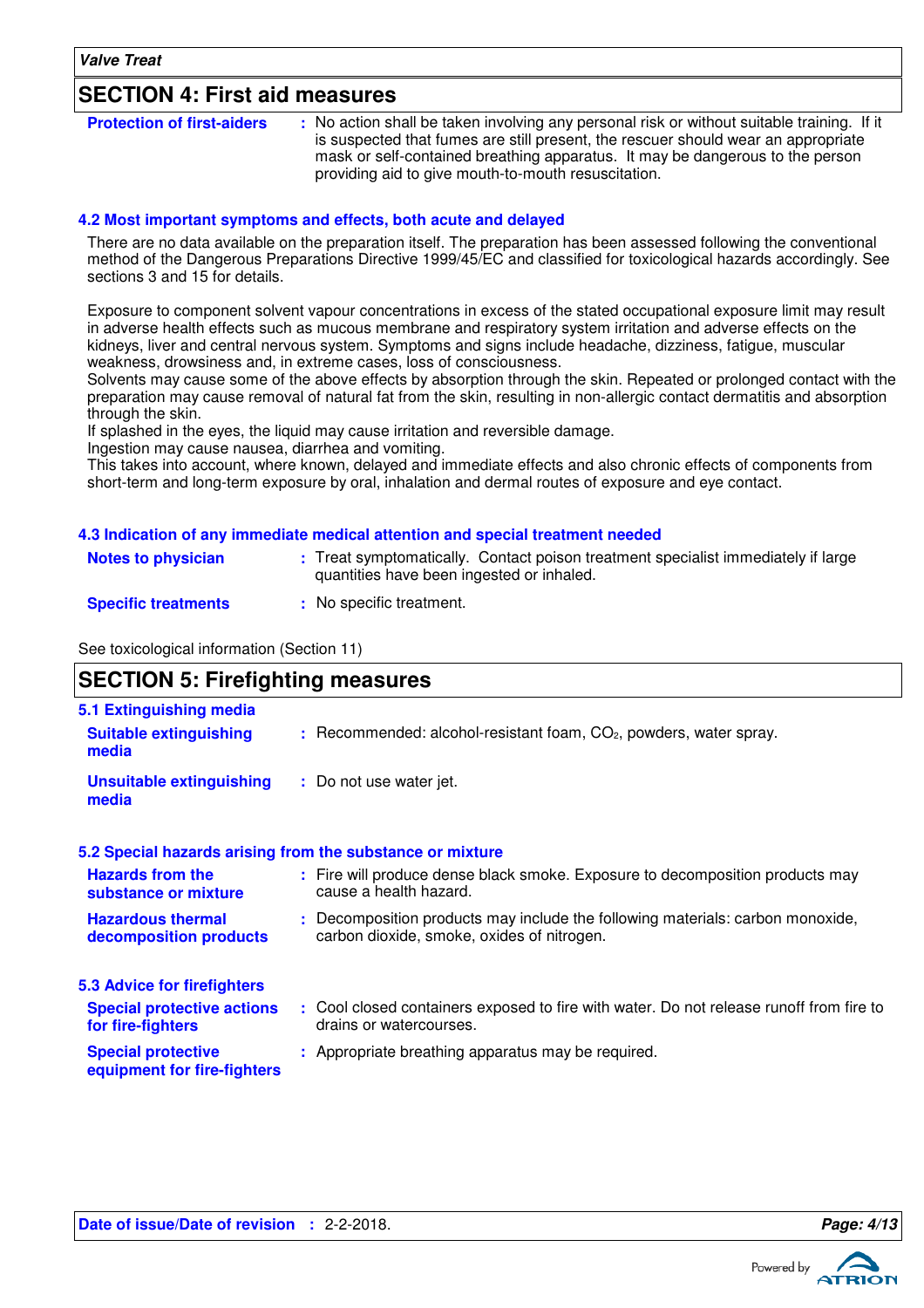## SECTION 4: First aid measures

**Protection of first-aiders** : No action shall be taken involving any personal risk or without suitable training. If it is suspected that fumes are still present, the rescuer should wear an appropriate mask or self-contained breathing apparatus. It may be dangerous to the person providing aid to give mouth-to-mouth resuscitation.

### 4.2 Most important symptoms and effects, both acute and delayed

There are no data available on the preparation itself. The preparation has been assessed following the conventional method of the Dangerous Preparations Directive 1999/45/EC and classified for toxicological hazards accordingly. See sections 3 and 15 for details.

Exposure to component solvent vapour concentrations in excess of the stated occupational exposure limit may result in adverse health effects such as mucous membrane and respiratory system irritation and adverse effects on the kidneys, liver and central nervous system. Symptoms and signs include headache, dizziness, fatigue, muscular weakness, drowsiness and, in extreme cases, loss of consciousness.
Solvents may cause some of the above effects by absorption through the skin. Repeated or prolonged contact with the preparation may cause removal of natural fat from the skin, resulting in non-allergic contact dermatitis and absorption through the skin.
If splashed in the eyes, the liquid may cause irritation and reversible damage.
Ingestion may cause nausea, diarrhea and vomiting.
This takes into account, where known, delayed and immediate effects and also chronic effects of components from short-term and long-term exposure by oral, inhalation and dermal routes of exposure and eye contact.

### 4.3 Indication of any immediate medical attention and special treatment needed

**Notes to physician** : Treat symptomatically. Contact poison treatment specialist immediately if large quantities have been ingested or inhaled.

**Specific treatments** : No specific treatment.

See toxicological information (Section 11)

## SECTION 5: Firefighting measures

### 5.1 Extinguishing media

**Suitable extinguishing media** : Recommended: alcohol-resistant foam, $CO_2$, powders, water spray.

**Unsuitable extinguishing media** : Do not use water jet.

### 5.2 Special hazards arising from the substance or mixture

**Hazards from the substance or mixture** : Fire will produce dense black smoke. Exposure to decomposition products may cause a health hazard.

**Hazardous thermal decomposition products** : Decomposition products may include the following materials: carbon monoxide, carbon dioxide, smoke, oxides of nitrogen.

### 5.3 Advice for firefighters

**Special protective actions for fire-fighters** : Cool closed containers exposed to fire with water. Do not release runoff from fire to drains or watercourses.

**Special protective equipment for fire-fighters** : Appropriate breathing apparatus may be required.

**Date of issue/Date of revision** : 2-2-2018.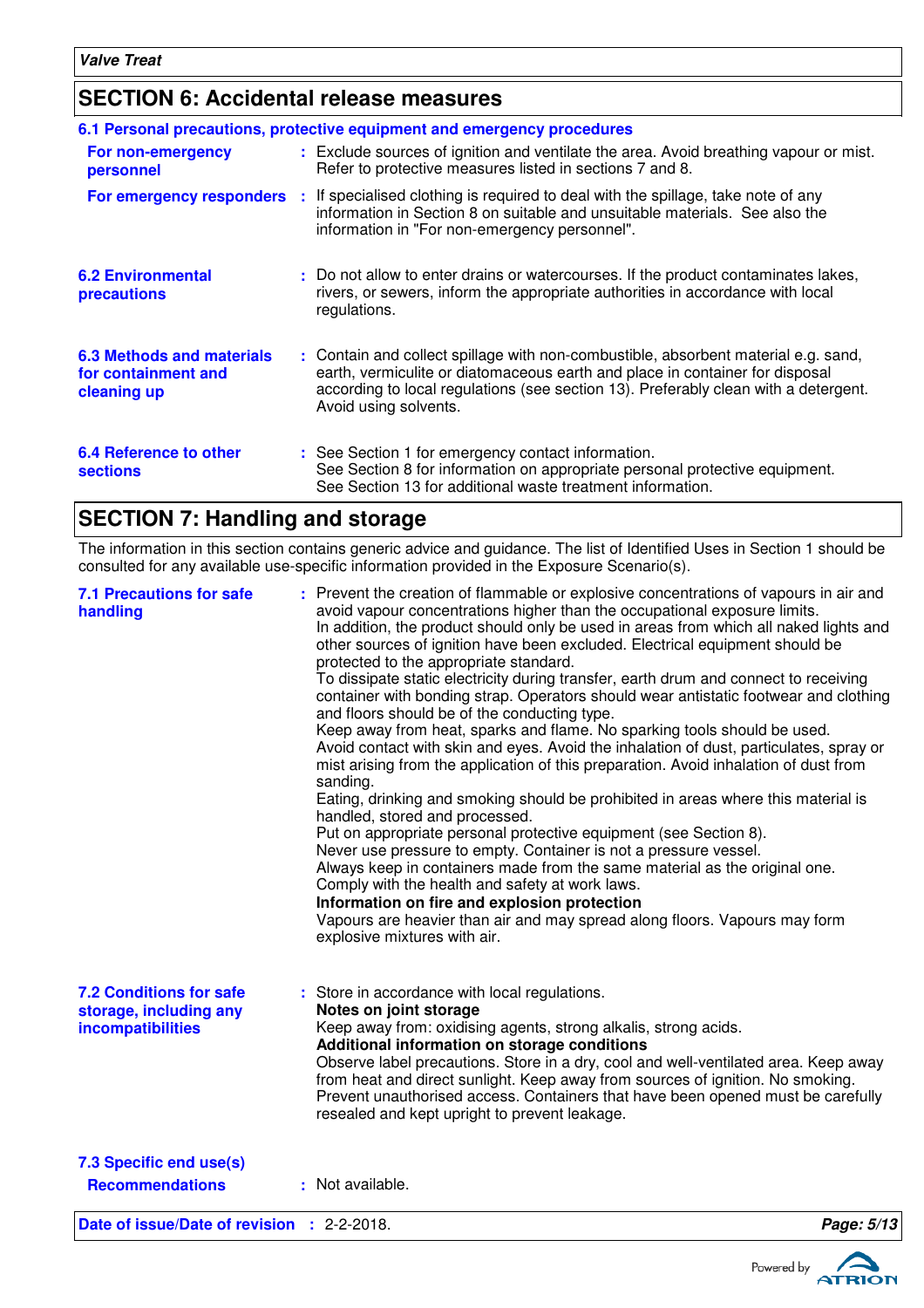## SECTION 6: Accidental release measures

### 6.1 Personal precautions, protective equipment and emergency procedures

**For non-emergency personnel** : Exclude sources of ignition and ventilate the area. Avoid breathing vapour or mist. Refer to protective measures listed in sections 7 and 8.

**For emergency responders** : If specialised clothing is required to deal with the spillage, take note of any information in Section 8 on suitable and unsuitable materials. See also the information in "For non-emergency personnel".

**6.2 Environmental precautions** : Do not allow to enter drains or watercourses. If the product contaminates lakes, rivers, or sewers, inform the appropriate authorities in accordance with local regulations.

**6.3 Methods and materials for containment and cleaning up** : Contain and collect spillage with non-combustible, absorbent material e.g. sand, earth, vermiculite or diatomaceous earth and place in container for disposal according to local regulations (see section 13). Preferably clean with a detergent. Avoid using solvents.

**6.4 Reference to other sections** : See Section 1 for emergency contact information.
See Section 8 for information on appropriate personal protective equipment.
See Section 13 for additional waste treatment information.

## SECTION 7: Handling and storage

The information in this section contains generic advice and guidance. The list of Identified Uses in Section 1 should be consulted for any available use-specific information provided in the Exposure Scenario(s).

**7.1 Precautions for safe handling** : Prevent the creation of flammable or explosive concentrations of vapours in air and avoid vapour concentrations higher than the occupational exposure limits.
In addition, the product should only be used in areas from which all naked lights and other sources of ignition have been excluded. Electrical equipment should be protected to the appropriate standard.
To dissipate static electricity during transfer, earth drum and connect to receiving container with bonding strap. Operators should wear antistatic footwear and clothing and floors should be of the conducting type.
Keep away from heat, sparks and flame. No sparking tools should be used.
Avoid contact with skin and eyes. Avoid the inhalation of dust, particulates, spray or mist arising from the application of this preparation. Avoid inhalation of dust from sanding.
Eating, drinking and smoking should be prohibited in areas where this material is handled, stored and processed.
Put on appropriate personal protective equipment (see Section 8).
Never use pressure to empty. Container is not a pressure vessel.
Always keep in containers made from the same material as the original one.
Comply with the health and safety at work laws.
**Information on fire and explosion protection**
Vapours are heavier than air and may spread along floors. Vapours may form explosive mixtures with air.

**7.2 Conditions for safe storage, including any incompatibilities** : Store in accordance with local regulations.
**Notes on joint storage**
Keep away from: oxidising agents, strong alkalis, strong acids.
**Additional information on storage conditions**
Observe label precautions. Store in a dry, cool and well-ventilated area. Keep away from heat and direct sunlight. Keep away from sources of ignition. No smoking. Prevent unauthorised access. Containers that have been opened must be carefully resealed and kept upright to prevent leakage.

### 7.3 Specific end use(s)

**Recommendations** : Not available.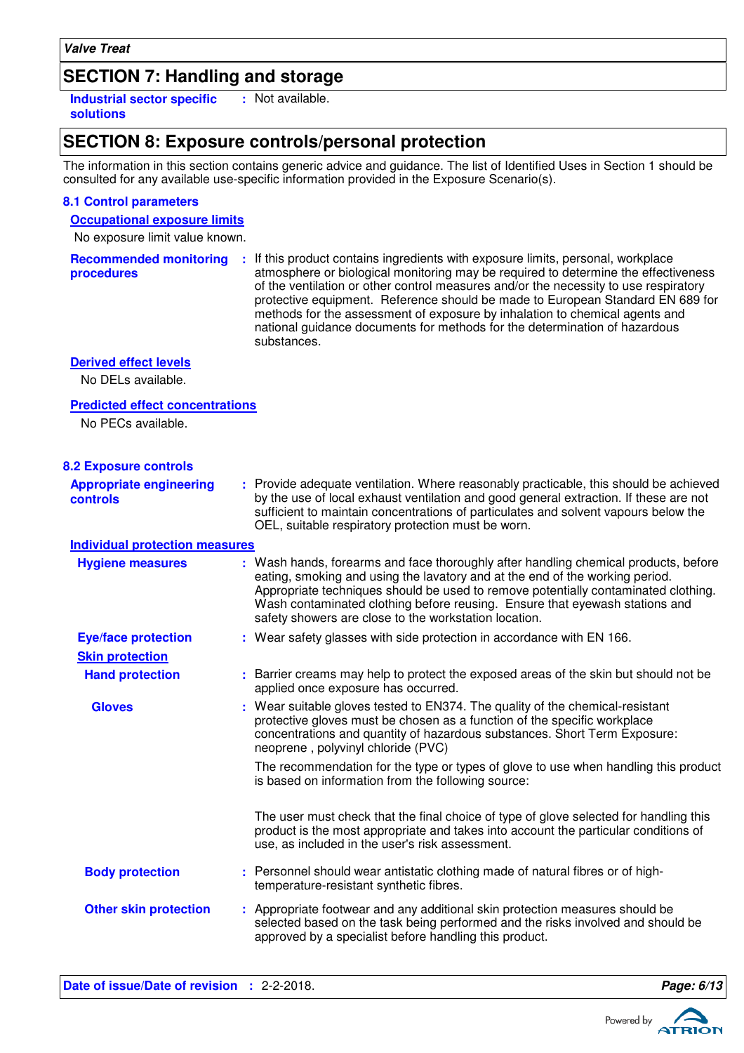## SECTION 7: Handling and storage

**Industrial sector specific solutions** : Not available.

## SECTION 8: Exposure controls/personal protection

The information in this section contains generic advice and guidance. The list of Identified Uses in Section 1 should be consulted for any available use-specific information provided in the Exposure Scenario(s).

### 8.1 Control parameters

**Occupational exposure limits**

No exposure limit value known.

**Recommended monitoring procedures** : If this product contains ingredients with exposure limits, personal, workplace atmosphere or biological monitoring may be required to determine the effectiveness of the ventilation or other control measures and/or the necessity to use respiratory protective equipment. Reference should be made to European Standard EN 689 for methods for the assessment of exposure by inhalation to chemical agents and national guidance documents for methods for the determination of hazardous substances.

**Derived effect levels**

No DELs available.

**Predicted effect concentrations**

No PECs available.

### 8.2 Exposure controls

**Appropriate engineering controls** : Provide adequate ventilation. Where reasonably practicable, this should be achieved by the use of local exhaust ventilation and good general extraction. If these are not sufficient to maintain concentrations of particulates and solvent vapours below the OEL, suitable respiratory protection must be worn.

**Individual protection measures**

**Hygiene measures** : Wash hands, forearms and face thoroughly after handling chemical products, before eating, smoking and using the lavatory and at the end of the working period. Appropriate techniques should be used to remove potentially contaminated clothing. Wash contaminated clothing before reusing. Ensure that eyewash stations and safety showers are close to the workstation location.

**Eye/face protection** : Wear safety glasses with side protection in accordance with EN 166.

**Skin protection**

**Hand protection** : Barrier creams may help to protect the exposed areas of the skin but should not be applied once exposure has occurred.

**Gloves** : Wear suitable gloves tested to EN374. The quality of the chemical-resistant protective gloves must be chosen as a function of the specific workplace concentrations and quantity of hazardous substances. Short Term Exposure: neoprene , polyvinyl chloride (PVC)

The recommendation for the type or types of glove to use when handling this product is based on information from the following source:

The user must check that the final choice of type of glove selected for handling this product is the most appropriate and takes into account the particular conditions of use, as included in the user's risk assessment.

**Body protection** : Personnel should wear antistatic clothing made of natural fibres or of high-temperature-resistant synthetic fibres.

**Other skin protection** : Appropriate footwear and any additional skin protection measures should be selected based on the task being performed and the risks involved and should be approved by a specialist before handling this product.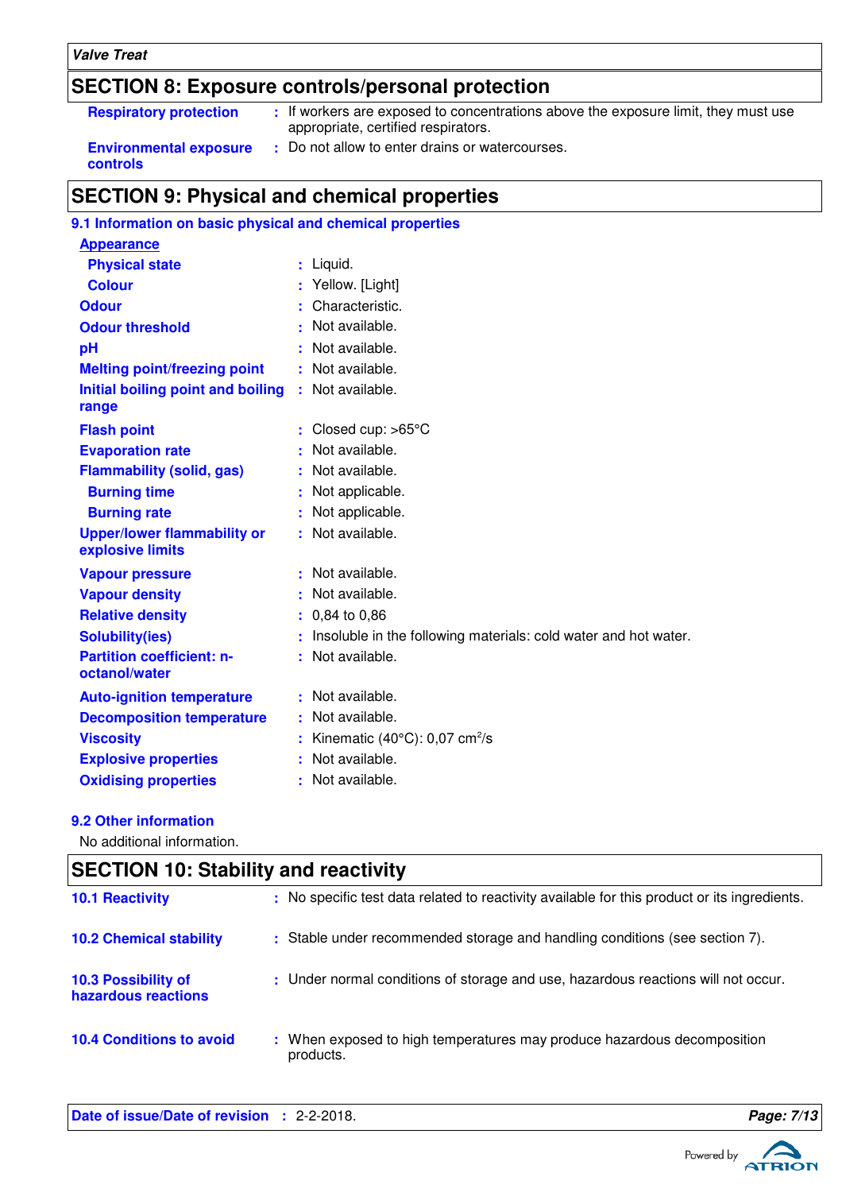## SECTION 8: Exposure controls/personal protection

| | |
|---|---|
| **Respiratory protection** | : If workers are exposed to concentrations above the exposure limit, they must use appropriate, certified respirators. |
| **Environmental exposure controls** | : Do not allow to enter drains or watercourses. |

## SECTION 9: Physical and chemical properties

### 9.1 Information on basic physical and chemical properties

| | |
|---|---|
| **Appearance** | |
| **Physical state** | : Liquid. |
| **Colour** | : Yellow. [Light] |
| **Odour** | : Characteristic. |
| **Odour threshold** | : Not available. |
| **pH** | : Not available. |
| **Melting point/freezing point** | : Not available. |
| **Initial boiling point and boiling range** | : Not available. |
| **Flash point** | : Closed cup: >65°C |
| **Evaporation rate** | : Not available. |
| **Flammability (solid, gas)** | : Not available. |
| **Burning time** | : Not applicable. |
| **Burning rate** | : Not applicable. |
| **Upper/lower flammability or explosive limits** | : Not available. |
| **Vapour pressure** | : Not available. |
| **Vapour density** | : Not available. |
| **Relative density** | : 0,84 to 0,86 |
| **Solubility(ies)** | : Insoluble in the following materials: cold water and hot water. |
| **Partition coefficient: n-octanol/water** | : Not available. |
| **Auto-ignition temperature** | : Not available. |
| **Decomposition temperature** | : Not available. |
| **Viscosity** | : Kinematic (40°C): 0,07 $cm^2/s$ |
| **Explosive properties** | : Not available. |
| **Oxidising properties** | : Not available. |

### 9.2 Other information

No additional information.

## SECTION 10: Stability and reactivity

| | |
|---|---|
| **10.1 Reactivity** | : No specific test data related to reactivity available for this product or its ingredients. |
| **10.2 Chemical stability** | : Stable under recommended storage and handling conditions (see section 7). |
| **10.3 Possibility of hazardous reactions** | : Under normal conditions of storage and use, hazardous reactions will not occur. |
| **10.4 Conditions to avoid** | : When exposed to high temperatures may produce hazardous decomposition products. |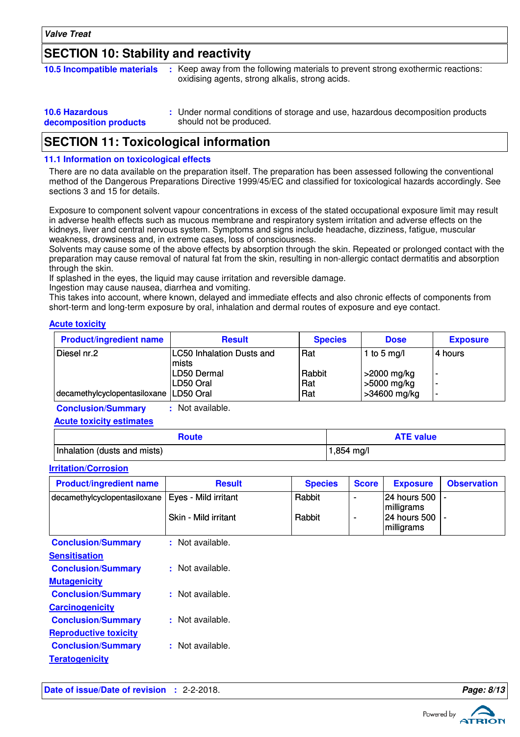## SECTION 10: Stability and reactivity

**10.5 Incompatible materials** : Keep away from the following materials to prevent strong exothermic reactions: oxidising agents, strong alkalis, strong acids.

**10.6 Hazardous decomposition products** : Under normal conditions of storage and use, hazardous decomposition products should not be produced.

## SECTION 11: Toxicological information

### 11.1 Information on toxicological effects

There are no data available on the preparation itself. The preparation has been assessed following the conventional method of the Dangerous Preparations Directive 1999/45/EC and classified for toxicological hazards accordingly. See sections 3 and 15 for details.

Exposure to component solvent vapour concentrations in excess of the stated occupational exposure limit may result in adverse health effects such as mucous membrane and respiratory system irritation and adverse effects on the kidneys, liver and central nervous system. Symptoms and signs include headache, dizziness, fatigue, muscular weakness, drowsiness and, in extreme cases, loss of consciousness.
Solvents may cause some of the above effects by absorption through the skin. Repeated or prolonged contact with the preparation may cause removal of natural fat from the skin, resulting in non-allergic contact dermatitis and absorption through the skin.
If splashed in the eyes, the liquid may cause irritation and reversible damage.
Ingestion may cause nausea, diarrhea and vomiting.
This takes into account, where known, delayed and immediate effects and also chronic effects of components from short-term and long-term exposure by oral, inhalation and dermal routes of exposure and eye contact.

**Acute toxicity**

| Product/ingredient name | Result | Species | Dose | Exposure |
|---|---|---|---|---|
| Diesel nr.2 | LC50 Inhalation Dusts and mists | Rat | 1 to 5 mg/l | 4 hours |
| | LD50 Dermal | Rabbit | >2000 mg/kg | - |
| | LD50 Oral | Rat | >5000 mg/kg | - |
| decamethylcyclopentasiloxane | LD50 Oral | Rat | >34600 mg/kg | - |

**Conclusion/Summary** : Not available.

**Acute toxicity estimates**

| Route | ATE value |
|---|---|
| Inhalation (dusts and mists) | 1,854 mg/l |

**Irritation/Corrosion**

| Product/ingredient name | Result | Species | Score | Exposure | Observation |
|---|---|---|---|---|---|
| decamethylcyclopentasiloxane | Eyes - Mild irritant | Rabbit | - | 24 hours 500 milligrams | - |
| | Skin - Mild irritant | Rabbit | - | 24 hours 500 milligrams | - |

**Conclusion/Summary** : Not available.

**Sensitisation**

**Conclusion/Summary** : Not available.

**Mutagenicity**

**Conclusion/Summary** : Not available.

**Carcinogenicity**

**Conclusion/Summary** : Not available.

**Reproductive toxicity**

**Conclusion/Summary** : Not available.

**Teratogenicity**

**Date of issue/Date of revision** : 2-2-2018.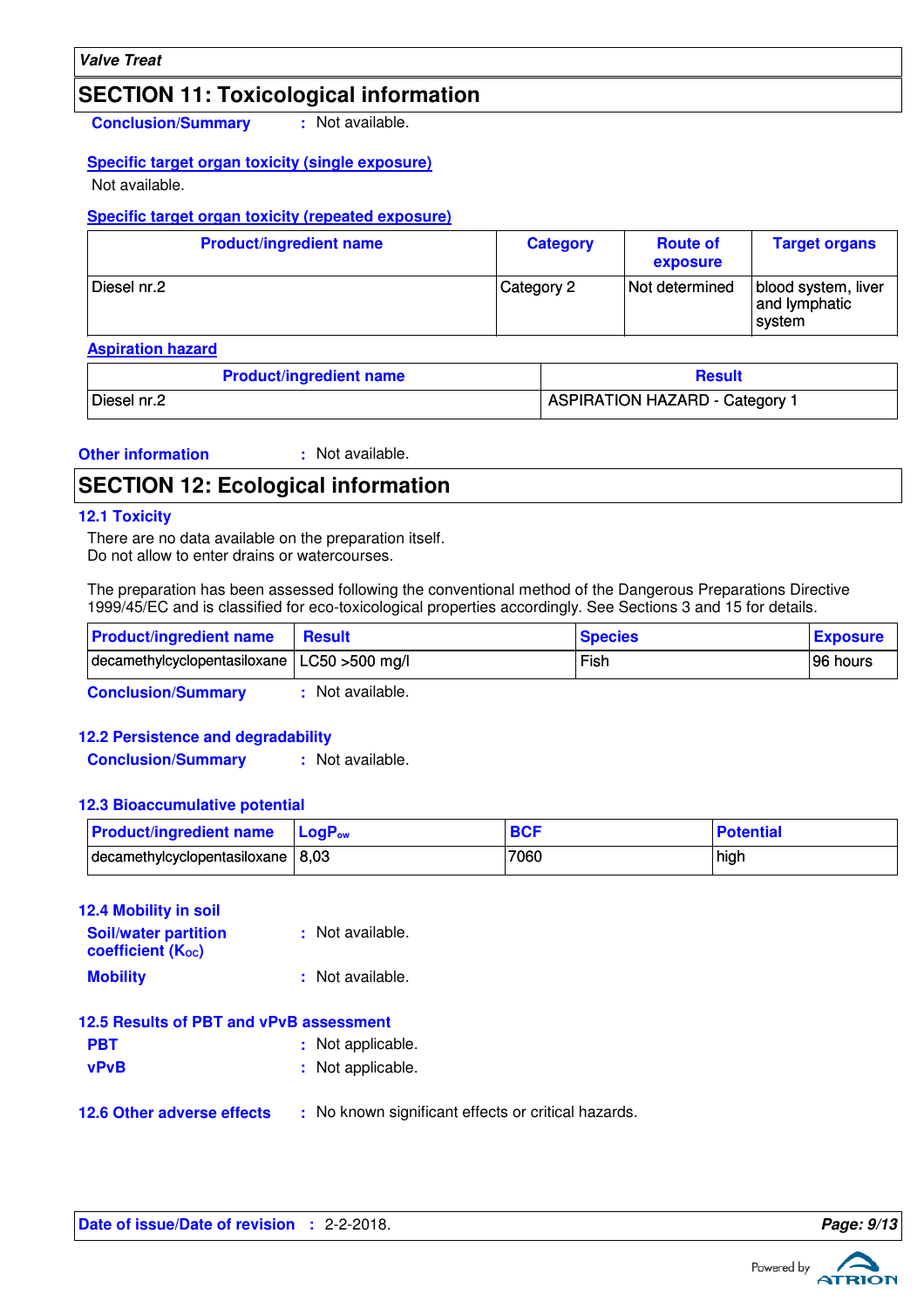## SECTION 11: Toxicological information

**Conclusion/Summary** : Not available.

**Specific target organ toxicity (single exposure)**

Not available.

**Specific target organ toxicity (repeated exposure)**

| Product/ingredient name | Category | Route of exposure | Target organs |
|---|---|---|---|
| Diesel nr.2 | Category 2 | Not determined | blood system, liver and lymphatic system |

**Aspiration hazard**

| Product/ingredient name | Result |
|---|---|
| Diesel nr.2 | ASPIRATION HAZARD - Category 1 |

**Other information** : Not available.

## SECTION 12: Ecological information

### 12.1 Toxicity

There are no data available on the preparation itself.
Do not allow to enter drains or watercourses.

The preparation has been assessed following the conventional method of the Dangerous Preparations Directive 1999/45/EC and is classified for eco-toxicological properties accordingly. See Sections 3 and 15 for details.

| Product/ingredient name | Result | Species | Exposure |
|---|---|---|---|
| decamethylcyclopentasiloxane | LC50 >500 mg/l | Fish | 96 hours |

**Conclusion/Summary** : Not available.

### 12.2 Persistence and degradability

**Conclusion/Summary** : Not available.

### 12.3 Bioaccumulative potential

| Product/ingredient name | $LogP_{ow}$ | BCF | Potential |
|---|---|---|---|
| decamethylcyclopentasiloxane | 8,03 | 7060 | high |

### 12.4 Mobility in soil

**Soil/water partition coefficient ($K_{OC}$)** : Not available.

**Mobility** : Not available.

### 12.5 Results of PBT and vPvB assessment

**PBT** : Not applicable.

**vPvB** : Not applicable.

### 12.6 Other adverse effects : No known significant effects or critical hazards.

**Date of issue/Date of revision** : 2-2-2018.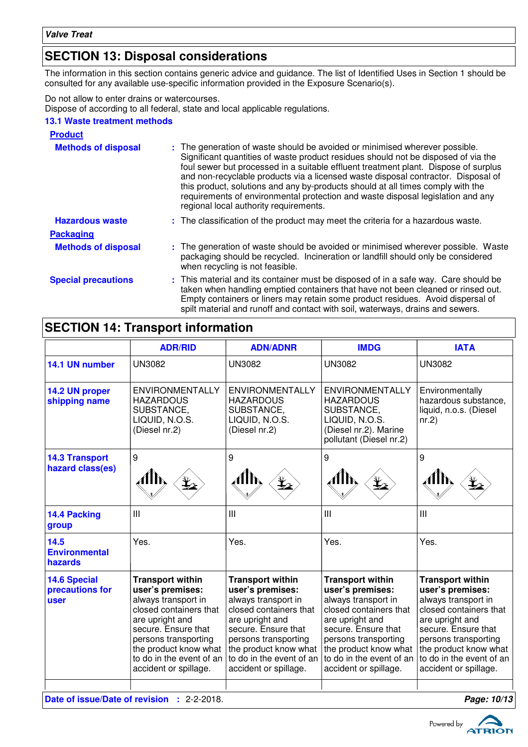## SECTION 13: Disposal considerations

The information in this section contains generic advice and guidance. The list of Identified Uses in Section 1 should be consulted for any available use-specific information provided in the Exposure Scenario(s).

Do not allow to enter drains or watercourses.
Dispose of according to all federal, state and local applicable regulations.

### 13.1 Waste treatment methods

**Product**

**Methods of disposal** : The generation of waste should be avoided or minimised wherever possible. Significant quantities of waste product residues should not be disposed of via the foul sewer but processed in a suitable effluent treatment plant. Dispose of surplus and non-recyclable products via a licensed waste disposal contractor. Disposal of this product, solutions and any by-products should at all times comply with the requirements of environmental protection and waste disposal legislation and any regional local authority requirements.

**Hazardous waste** : The classification of the product may meet the criteria for a hazardous waste.

**Packaging**

**Methods of disposal** : The generation of waste should be avoided or minimised wherever possible. Waste packaging should be recycled. Incineration or landfill should only be considered when recycling is not feasible.

**Special precautions** : This material and its container must be disposed of in a safe way. Care should be taken when handling emptied containers that have not been cleaned or rinsed out. Empty containers or liners may retain some product residues. Avoid dispersal of spilt material and runoff and contact with soil, waterways, drains and sewers.

## SECTION 14: Transport information

| | ADR/RID | ADN/ADNR | IMDG | IATA |
|---|---|---|---|---|
| 14.1 UN number | UN3082 | UN3082 | UN3082 | UN3082 |
| 14.2 UN proper shipping name | ENVIRONMENTALLY HAZARDOUS SUBSTANCE, LIQUID, N.O.S. (Diesel nr.2) | ENVIRONMENTALLY HAZARDOUS SUBSTANCE, LIQUID, N.O.S. (Diesel nr.2) | ENVIRONMENTALLY HAZARDOUS SUBSTANCE, LIQUID, N.O.S. (Diesel nr.2). Marine pollutant (Diesel nr.2) | Environmentally hazardous substance, liquid, n.o.s. (Diesel nr.2) |
| 14.3 Transport hazard class(es) | 9 | 9 | 9 | 9 |
| 14.4 Packing group | III | III | III | III |
| 14.5 Environmental hazards | Yes. | Yes. | Yes. | Yes. |
| 14.6 Special precautions for user | **Transport within user's premises:** always transport in closed containers that are upright and secure. Ensure that persons transporting the product know what to do in the event of an accident or spillage. | **Transport within user's premises:** always transport in closed containers that are upright and secure. Ensure that persons transporting the product know what to do in the event of an accident or spillage. | **Transport within user's premises:** always transport in closed containers that are upright and secure. Ensure that persons transporting the product know what to do in the event of an accident or spillage. | **Transport within user's premises:** always transport in closed containers that are upright and secure. Ensure that persons transporting the product know what to do in the event of an accident or spillage. |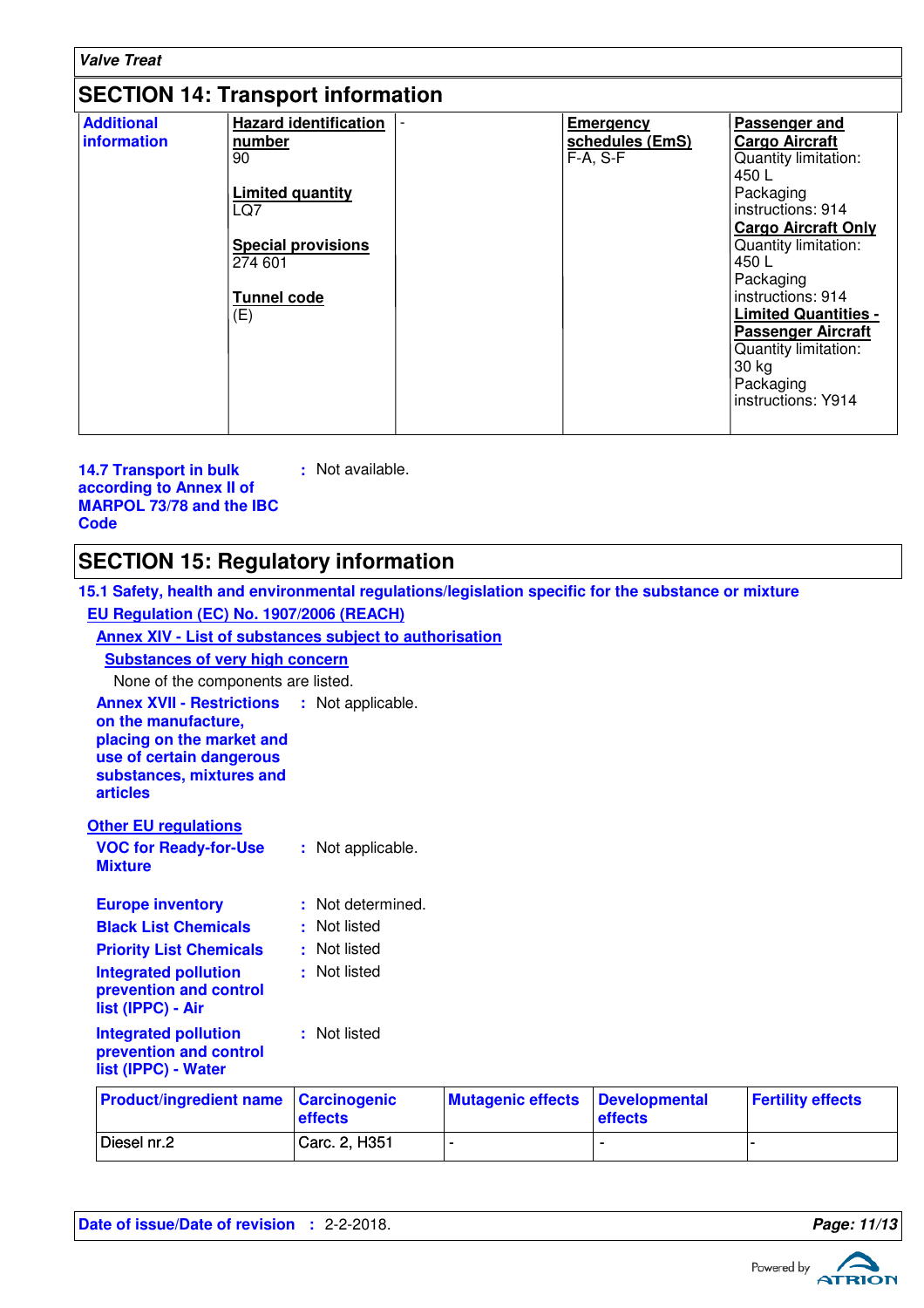## SECTION 14: Transport information

| Additional information | **Hazard identification number**<br>90<br><br>**Limited quantity**<br>LQ7<br><br>**Special provisions**<br>274 601<br><br>**Tunnel code**<br>(E) | - | **Emergency schedules (EmS)**<br>F-A, S-F | **Passenger and Cargo Aircraft**<br>Quantity limitation: 450 L<br>Packaging instructions: 914<br>**Cargo Aircraft Only**<br>Quantity limitation: 450 L<br>Packaging instructions: 914<br>**Limited Quantities - Passenger Aircraft**<br>Quantity limitation: 30 kg<br>Packaging instructions: Y914 |
|---|---|---|---|---|

**14.7 Transport in bulk according to Annex II of MARPOL 73/78 and the IBC Code** : Not available.

## SECTION 15: Regulatory information

### 15.1 Safety, health and environmental regulations/legislation specific for the substance or mixture

**EU Regulation (EC) No. 1907/2006 (REACH)**

**Annex XIV - List of substances subject to authorisation**

**Substances of very high concern**

None of the components are listed.

**Annex XVII - Restrictions on the manufacture, placing on the market and use of certain dangerous substances, mixtures and articles** : Not applicable.

**Other EU regulations**

**VOC for Ready-for-Use Mixture** : Not applicable.

**Europe inventory** : Not determined.

**Black List Chemicals** : Not listed

**Priority List Chemicals** : Not listed

**Integrated pollution prevention and control list (IPPC) - Air** : Not listed

**Integrated pollution prevention and control list (IPPC) - Water** : Not listed

| Product/ingredient name | Carcinogenic effects | Mutagenic effects | Developmental effects | Fertility effects |
|---|---|---|---|---|
| Diesel nr.2 | Carc. 2, H351 | - | - | - |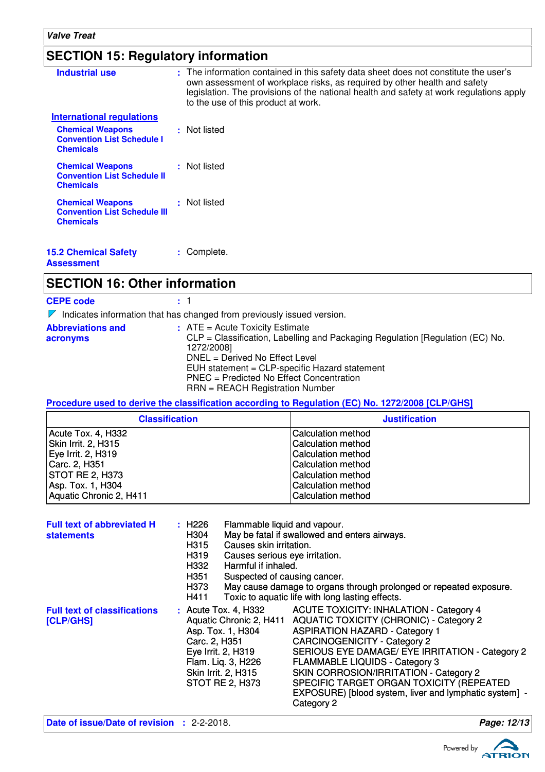## SECTION 15: Regulatory information

**Industrial use** : The information contained in this safety data sheet does not constitute the user's own assessment of workplace risks, as required by other health and safety legislation. The provisions of the national health and safety at work regulations apply to the use of this product at work.

### International regulations

**Chemical Weapons Convention List Schedule I Chemicals** : Not listed

**Chemical Weapons Convention List Schedule II Chemicals** : Not listed

**Chemical Weapons Convention List Schedule III Chemicals** : Not listed

**15.2 Chemical Safety Assessment** : Complete.

## SECTION 16: Other information

**CEPE code** : 1

Indicates information that has changed from previously issued version.

**Abbreviations and acronyms** :
ATE = Acute Toxicity Estimate
CLP = Classification, Labelling and Packaging Regulation [Regulation (EC) No. 1272/2008]
DNEL = Derived No Effect Level
EUH statement = CLP-specific Hazard statement
PNEC = Predicted No Effect Concentration
RRN = REACH Registration Number

### Procedure used to derive the classification according to Regulation (EC) No. 1272/2008 [CLP/GHS]

| Classification | Justification |
|---|---|
| Acute Tox. 4, H332 | Calculation method |
| Skin Irrit. 2, H315 | Calculation method |
| Eye Irrit. 2, H319 | Calculation method |
| Carc. 2, H351 | Calculation method |
| STOT RE 2, H373 | Calculation method |
| Asp. Tox. 1, H304 | Calculation method |
| Aquatic Chronic 2, H411 | Calculation method |

**Full text of abbreviated H statements** :

| | |
|---|---|
| H226 | Flammable liquid and vapour. |
| H304 | May be fatal if swallowed and enters airways. |
| H315 | Causes skin irritation. |
| H319 | Causes serious eye irritation. |
| H332 | Harmful if inhaled. |
| H351 | Suspected of causing cancer. |
| H373 | May cause damage to organs through prolonged or repeated exposure. |
| H411 | Toxic to aquatic life with long lasting effects. |

**Full text of classifications [CLP/GHS]** :

| | |
|---|---|
| Acute Tox. 4, H332 | ACUTE TOXICITY: INHALATION - Category 4 |
| Aquatic Chronic 2, H411 | AQUATIC TOXICITY (CHRONIC) - Category 2 |
| Asp. Tox. 1, H304 | ASPIRATION HAZARD - Category 1 |
| Carc. 2, H351 | CARCINOGENICITY - Category 2 |
| Eye Irrit. 2, H319 | SERIOUS EYE DAMAGE/ EYE IRRITATION - Category 2 |
| Flam. Liq. 3, H226 | FLAMMABLE LIQUIDS - Category 3 |
| Skin Irrit. 2, H315 | SKIN CORROSION/IRRITATION - Category 2 |
| STOT RE 2, H373 | SPECIFIC TARGET ORGAN TOXICITY (REPEATED EXPOSURE) [blood system, liver and lymphatic system] - Category 2 |

**Date of issue/Date of revision** : 2-2-2018.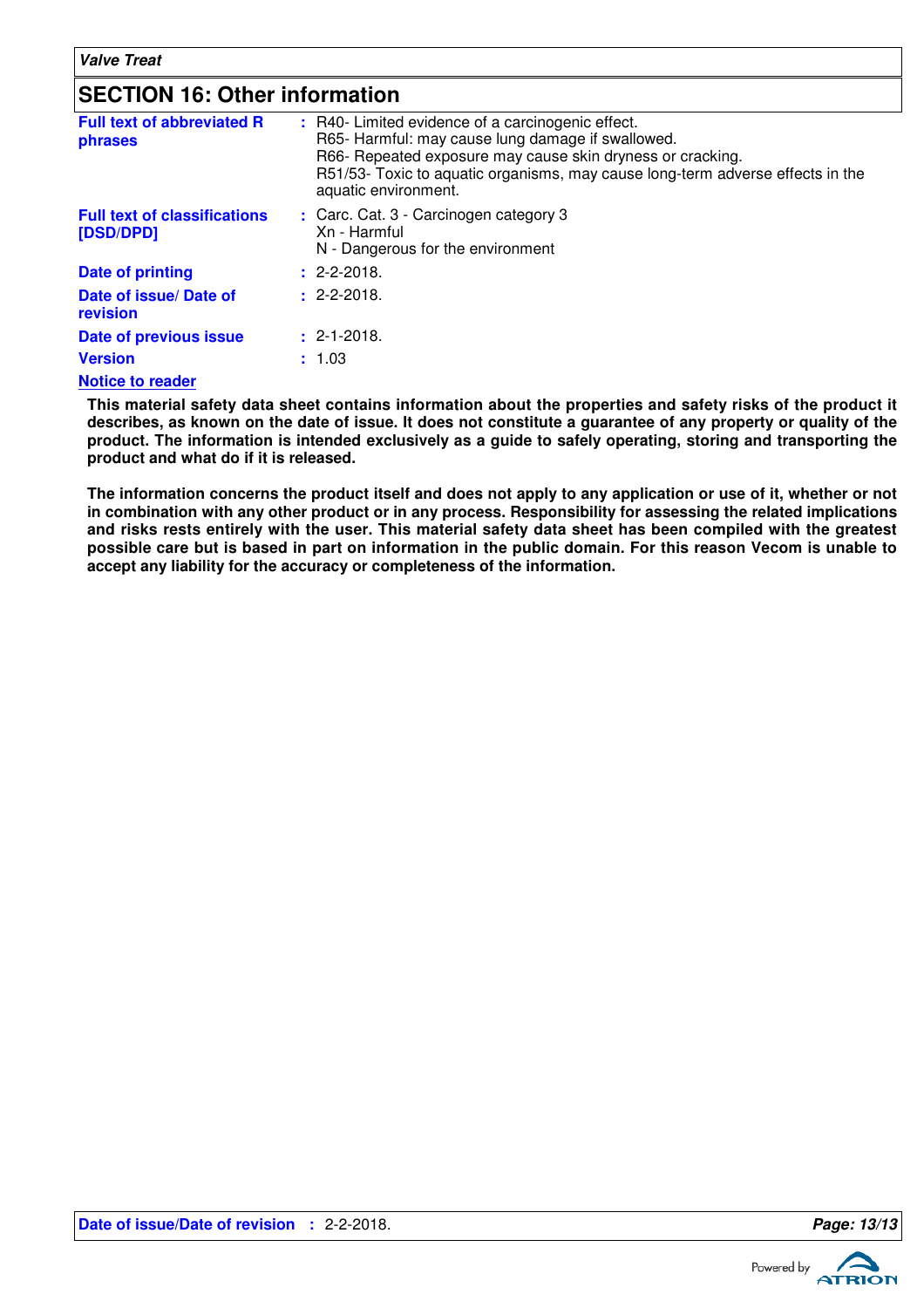## SECTION 16: Other information

| | |
|---|---|
| **Full text of abbreviated R phrases** | R40- Limited evidence of a carcinogenic effect.<br>R65- Harmful: may cause lung damage if swallowed.<br>R66- Repeated exposure may cause skin dryness or cracking.<br>R51/53- Toxic to aquatic organisms, may cause long-term adverse effects in the aquatic environment. |
| **Full text of classifications [DSD/DPD]** | Carc. Cat. 3 - Carcinogen category 3<br>Xn - Harmful<br>N - Dangerous for the environment |
| **Date of printing** | 2-2-2018. |
| **Date of issue/ Date of revision** | 2-2-2018. |
| **Date of previous issue** | 2-1-2018. |
| **Version** | 1.03 |

**Notice to reader**

**This material safety data sheet contains information about the properties and safety risks of the product it describes, as known on the date of issue. It does not constitute a guarantee of any property or quality of the product. The information is intended exclusively as a guide to safely operating, storing and transporting the product and what do if it is released.**

**The information concerns the product itself and does not apply to any application or use of it, whether or not in combination with any other product or in any process. Responsibility for assessing the related implications and risks rests entirely with the user. This material safety data sheet has been compiled with the greatest possible care but is based in part on information in the public domain. For this reason Vecom is unable to accept any liability for the accuracy or completeness of the information.**